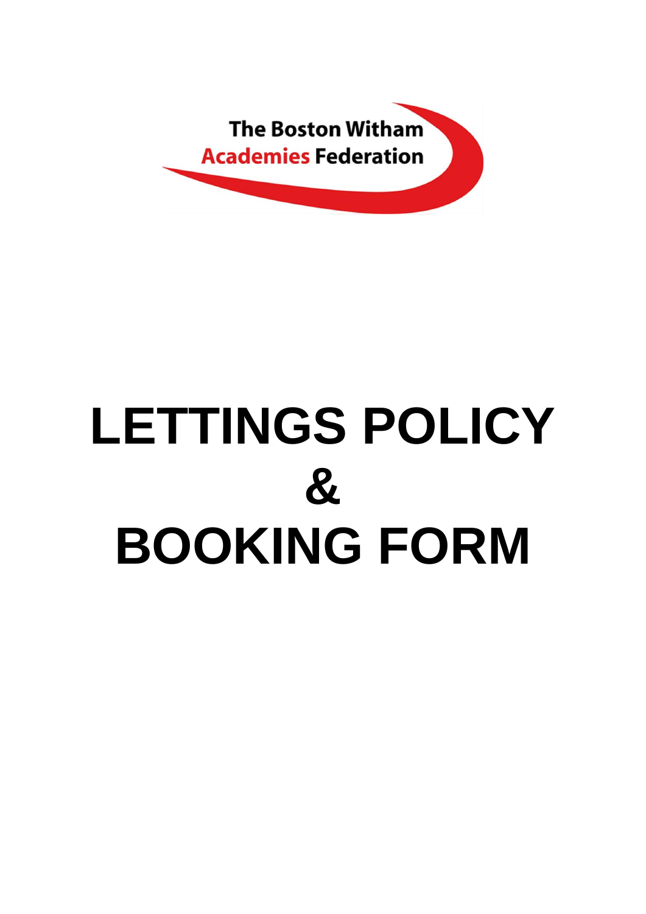The Boston Witham Academies Federation

# LETTINGS POLICY & BOOKING FORM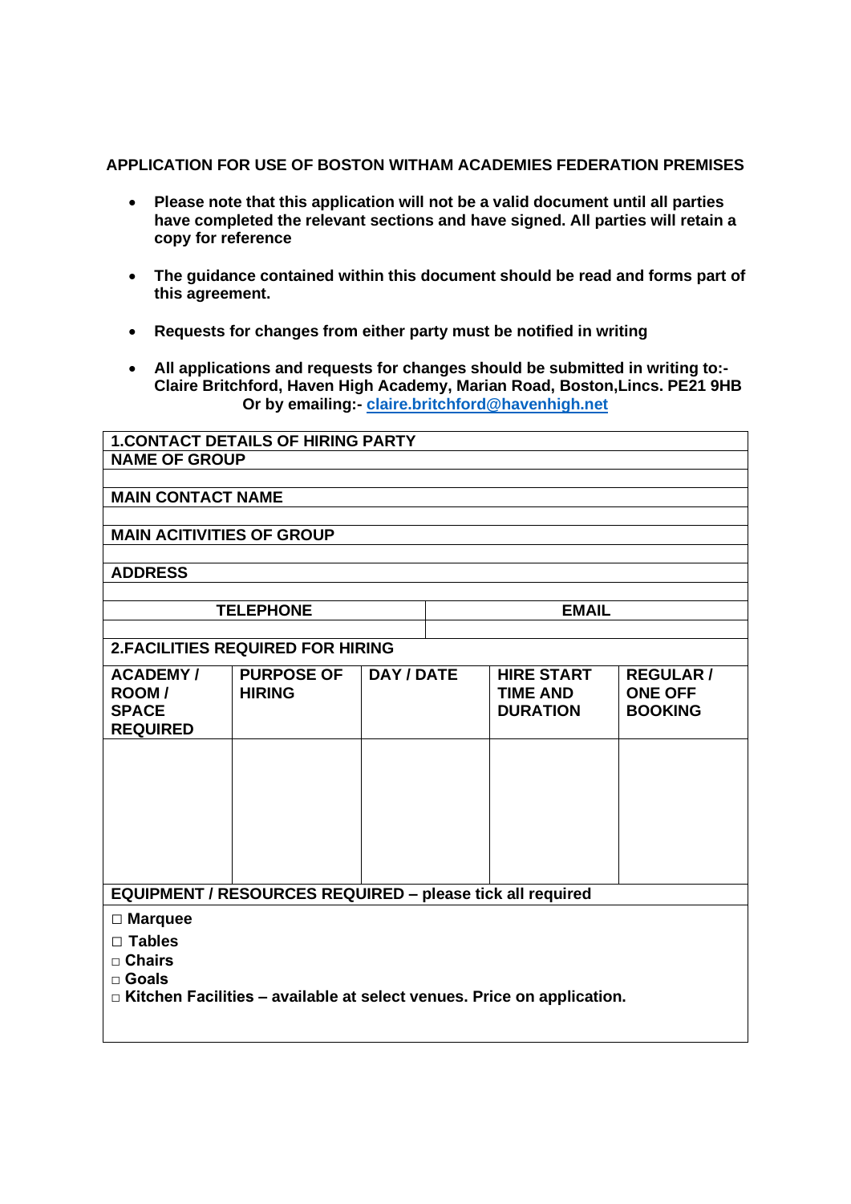## APPLICATION FOR USE OF BOSTON WITHAM ACADEMIES FEDERATION PREMISES

- **Please note that this application will not be a valid document until all parties have completed the relevant sections and have signed. All parties will retain a copy for reference**
- **The guidance contained within this document should be read and forms part of this agreement.**
- **Requests for changes from either party must be notified in writing**
- **All applications and requests for changes should be submitted in writing to:- Claire Britchford, Haven High Academy, Marian Road, Boston,Lincs. PE21 9HB Or by emailing:- [claire.britchford@havenhigh.net](mailto:claire.britchford@havenhigh.net)**

| **1.CONTACT DETAILS OF HIRING PARTY** | |
|---|---|
| **NAME OF GROUP** | |
| | |
| **MAIN CONTACT NAME** | |
| | |
| **MAIN ACITIVITIES OF GROUP** | |
| | |
| **ADDRESS** | |
| | |
| **TELEPHONE** | **EMAIL** |
| | |

**2.FACILITIES REQUIRED FOR HIRING**

| ACADEMY / ROOM / SPACE REQUIRED | PURPOSE OF HIRING | DAY / DATE | HIRE START TIME AND DURATION | REGULAR / ONE OFF BOOKING |
|---|---|---|---|---|
| | | | | |

**EQUIPMENT / RESOURCES REQUIRED – please tick all required**

- □ **Marquee**
- □ **Tables**
- □ **Chairs**
- □ **Goals**
- □ **Kitchen Facilities – available at select venues. Price on application.**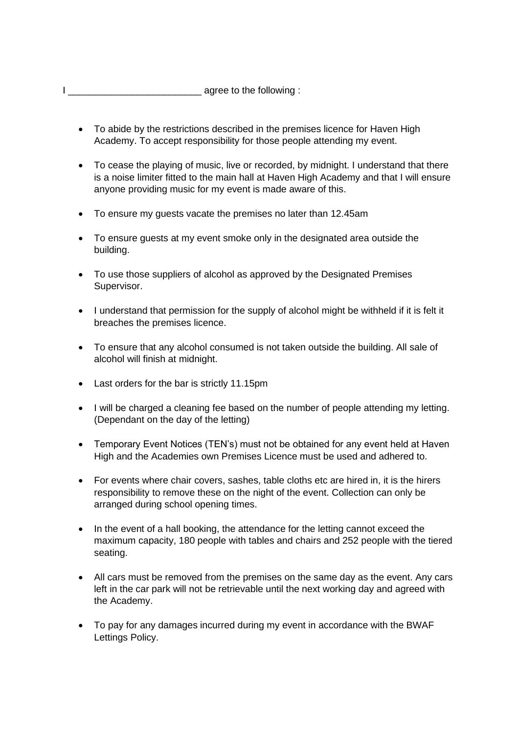I _________________________ agree to the following :

- To abide by the restrictions described in the premises licence for Haven High Academy. To accept responsibility for those people attending my event.

- To cease the playing of music, live or recorded, by midnight. I understand that there is a noise limiter fitted to the main hall at Haven High Academy and that I will ensure anyone providing music for my event is made aware of this.

- To ensure my guests vacate the premises no later than 12.45am

- To ensure guests at my event smoke only in the designated area outside the building.

- To use those suppliers of alcohol as approved by the Designated Premises Supervisor.

- I understand that permission for the supply of alcohol might be withheld if it is felt it breaches the premises licence.

- To ensure that any alcohol consumed is not taken outside the building. All sale of alcohol will finish at midnight.

- Last orders for the bar is strictly 11.15pm

- I will be charged a cleaning fee based on the number of people attending my letting. (Dependant on the day of the letting)

- Temporary Event Notices (TEN's) must not be obtained for any event held at Haven High and the Academies own Premises Licence must be used and adhered to.

- For events where chair covers, sashes, table cloths etc are hired in, it is the hirers responsibility to remove these on the night of the event. Collection can only be arranged during school opening times.

- In the event of a hall booking, the attendance for the letting cannot exceed the maximum capacity, 180 people with tables and chairs and 252 people with the tiered seating.

- All cars must be removed from the premises on the same day as the event. Any cars left in the car park will not be retrievable until the next working day and agreed with the Academy.

- To pay for any damages incurred during my event in accordance with the BWAF Lettings Policy.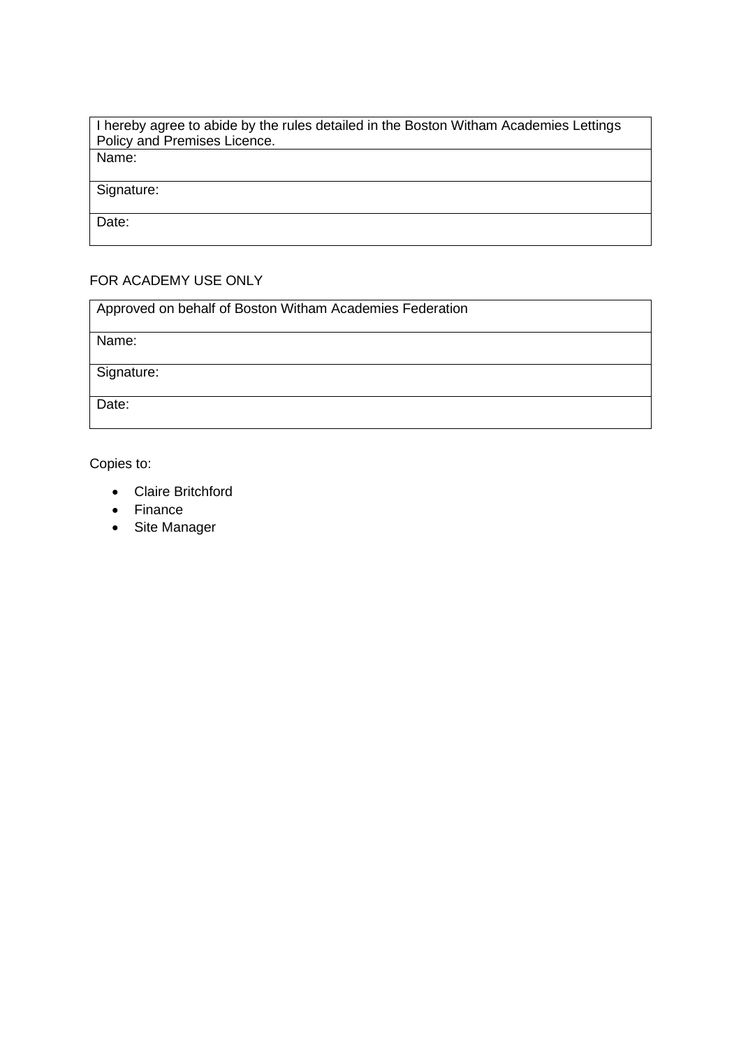| I hereby agree to abide by the rules detailed in the Boston Witham Academies Lettings Policy and Premises Licence. |
| --- |
| Name: |
| Signature: |
| Date: |

FOR ACADEMY USE ONLY

| Approved on behalf of Boston Witham Academies Federation |
| --- |
| Name: |
| Signature: |
| Date: |

Copies to:

- Claire Britchford
- Finance
- Site Manager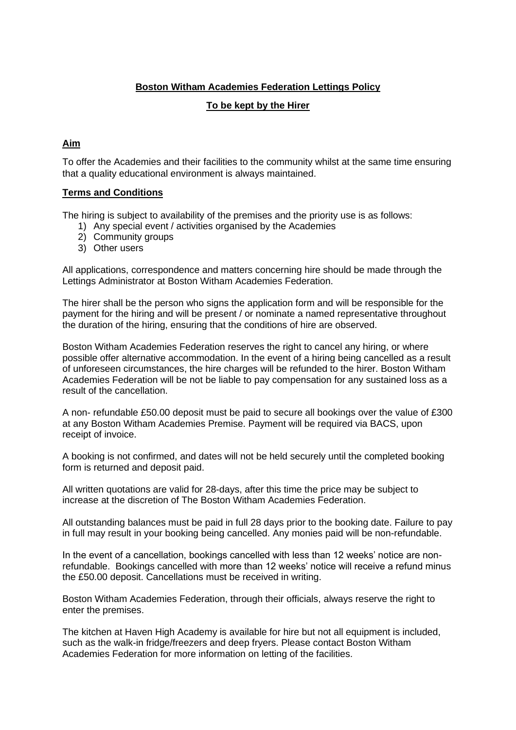**Boston Witham Academies Federation Lettings Policy**

**To be kept by the Hirer**

**Aim**

To offer the Academies and their facilities to the community whilst at the same time ensuring that a quality educational environment is always maintained.

**Terms and Conditions**

The hiring is subject to availability of the premises and the priority use is as follows:

1) Any special event / activities organised by the Academies
2) Community groups
3) Other users

All applications, correspondence and matters concerning hire should be made through the Lettings Administrator at Boston Witham Academies Federation.

The hirer shall be the person who signs the application form and will be responsible for the payment for the hiring and will be present / or nominate a named representative throughout the duration of the hiring, ensuring that the conditions of hire are observed.

Boston Witham Academies Federation reserves the right to cancel any hiring, or where possible offer alternative accommodation. In the event of a hiring being cancelled as a result of unforeseen circumstances, the hire charges will be refunded to the hirer. Boston Witham Academies Federation will be not be liable to pay compensation for any sustained loss as a result of the cancellation.

A non- refundable £50.00 deposit must be paid to secure all bookings over the value of £300 at any Boston Witham Academies Premise. Payment will be required via BACS, upon receipt of invoice.

A booking is not confirmed, and dates will not be held securely until the completed booking form is returned and deposit paid.

All written quotations are valid for 28-days, after this time the price may be subject to increase at the discretion of The Boston Witham Academies Federation.

All outstanding balances must be paid in full 28 days prior to the booking date. Failure to pay in full may result in your booking being cancelled. Any monies paid will be non-refundable.

In the event of a cancellation, bookings cancelled with less than 12 weeks' notice are non-refundable. Bookings cancelled with more than 12 weeks' notice will receive a refund minus the £50.00 deposit. Cancellations must be received in writing.

Boston Witham Academies Federation, through their officials, always reserve the right to enter the premises.

The kitchen at Haven High Academy is available for hire but not all equipment is included, such as the walk-in fridge/freezers and deep fryers. Please contact Boston Witham Academies Federation for more information on letting of the facilities.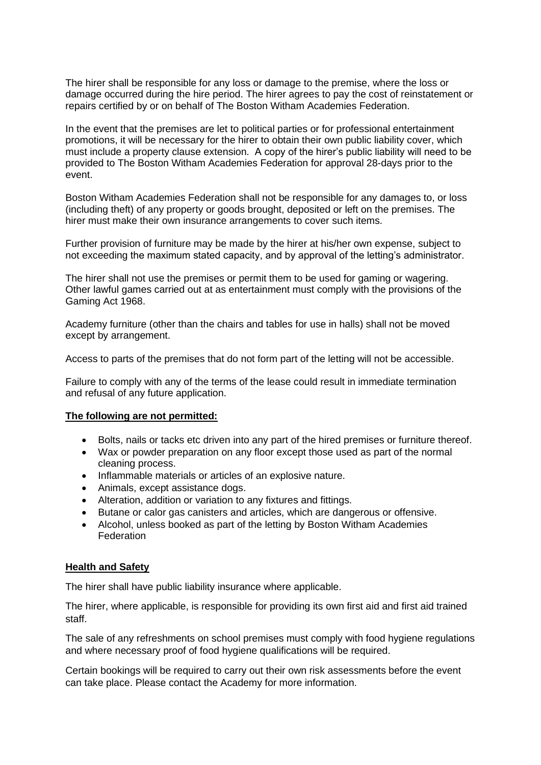The hirer shall be responsible for any loss or damage to the premise, where the loss or damage occurred during the hire period. The hirer agrees to pay the cost of reinstatement or repairs certified by or on behalf of The Boston Witham Academies Federation.

In the event that the premises are let to political parties or for professional entertainment promotions, it will be necessary for the hirer to obtain their own public liability cover, which must include a property clause extension. A copy of the hirer's public liability will need to be provided to The Boston Witham Academies Federation for approval 28-days prior to the event.

Boston Witham Academies Federation shall not be responsible for any damages to, or loss (including theft) of any property or goods brought, deposited or left on the premises. The hirer must make their own insurance arrangements to cover such items.

Further provision of furniture may be made by the hirer at his/her own expense, subject to not exceeding the maximum stated capacity, and by approval of the letting's administrator.

The hirer shall not use the premises or permit them to be used for gaming or wagering. Other lawful games carried out at as entertainment must comply with the provisions of the Gaming Act 1968.

Academy furniture (other than the chairs and tables for use in halls) shall not be moved except by arrangement.

Access to parts of the premises that do not form part of the letting will not be accessible.

Failure to comply with any of the terms of the lease could result in immediate termination and refusal of any future application.

**The following are not permitted:**

- Bolts, nails or tacks etc driven into any part of the hired premises or furniture thereof.
- Wax or powder preparation on any floor except those used as part of the normal cleaning process.
- Inflammable materials or articles of an explosive nature.
- Animals, except assistance dogs.
- Alteration, addition or variation to any fixtures and fittings.
- Butane or calor gas canisters and articles, which are dangerous or offensive.
- Alcohol, unless booked as part of the letting by Boston Witham Academies Federation

**Health and Safety**

The hirer shall have public liability insurance where applicable.

The hirer, where applicable, is responsible for providing its own first aid and first aid trained staff.

The sale of any refreshments on school premises must comply with food hygiene regulations and where necessary proof of food hygiene qualifications will be required.

Certain bookings will be required to carry out their own risk assessments before the event can take place. Please contact the Academy for more information.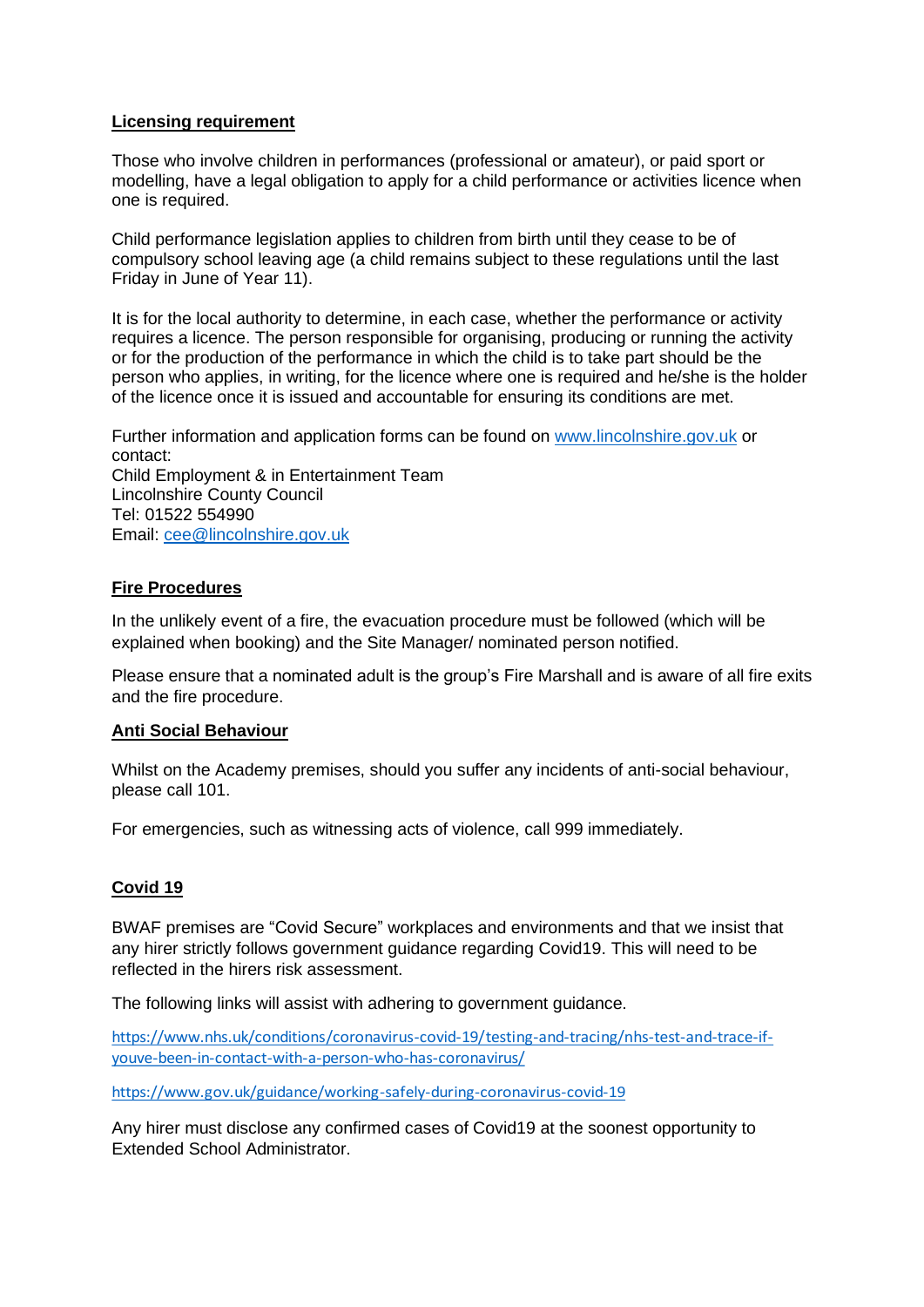**Licensing requirement**

Those who involve children in performances (professional or amateur), or paid sport or modelling, have a legal obligation to apply for a child performance or activities licence when one is required.

Child performance legislation applies to children from birth until they cease to be of compulsory school leaving age (a child remains subject to these regulations until the last Friday in June of Year 11).

It is for the local authority to determine, in each case, whether the performance or activity requires a licence. The person responsible for organising, producing or running the activity or for the production of the performance in which the child is to take part should be the person who applies, in writing, for the licence where one is required and he/she is the holder of the licence once it is issued and accountable for ensuring its conditions are met.

Further information and application forms can be found on [www.lincolnshire.gov.uk](www.lincolnshire.gov.uk) or contact:
Child Employment & in Entertainment Team
Lincolnshire County Council
Tel: 01522 554990
Email: [cee@lincolnshire.gov.uk](mailto:cee@lincolnshire.gov.uk)

**Fire Procedures**

In the unlikely event of a fire, the evacuation procedure must be followed (which will be explained when booking) and the Site Manager/ nominated person notified.

Please ensure that a nominated adult is the group's Fire Marshall and is aware of all fire exits and the fire procedure.

**Anti Social Behaviour**

Whilst on the Academy premises, should you suffer any incidents of anti-social behaviour, please call 101.

For emergencies, such as witnessing acts of violence, call 999 immediately.

**Covid 19**

BWAF premises are "Covid Secure" workplaces and environments and that we insist that any hirer strictly follows government guidance regarding Covid19. This will need to be reflected in the hirers risk assessment.

The following links will assist with adhering to government guidance.

https://www.nhs.uk/conditions/coronavirus-covid-19/testing-and-tracing/nhs-test-and-trace-if-youve-been-in-contact-with-a-person-who-has-coronavirus/

https://www.gov.uk/guidance/working-safely-during-coronavirus-covid-19

Any hirer must disclose any confirmed cases of Covid19 at the soonest opportunity to Extended School Administrator.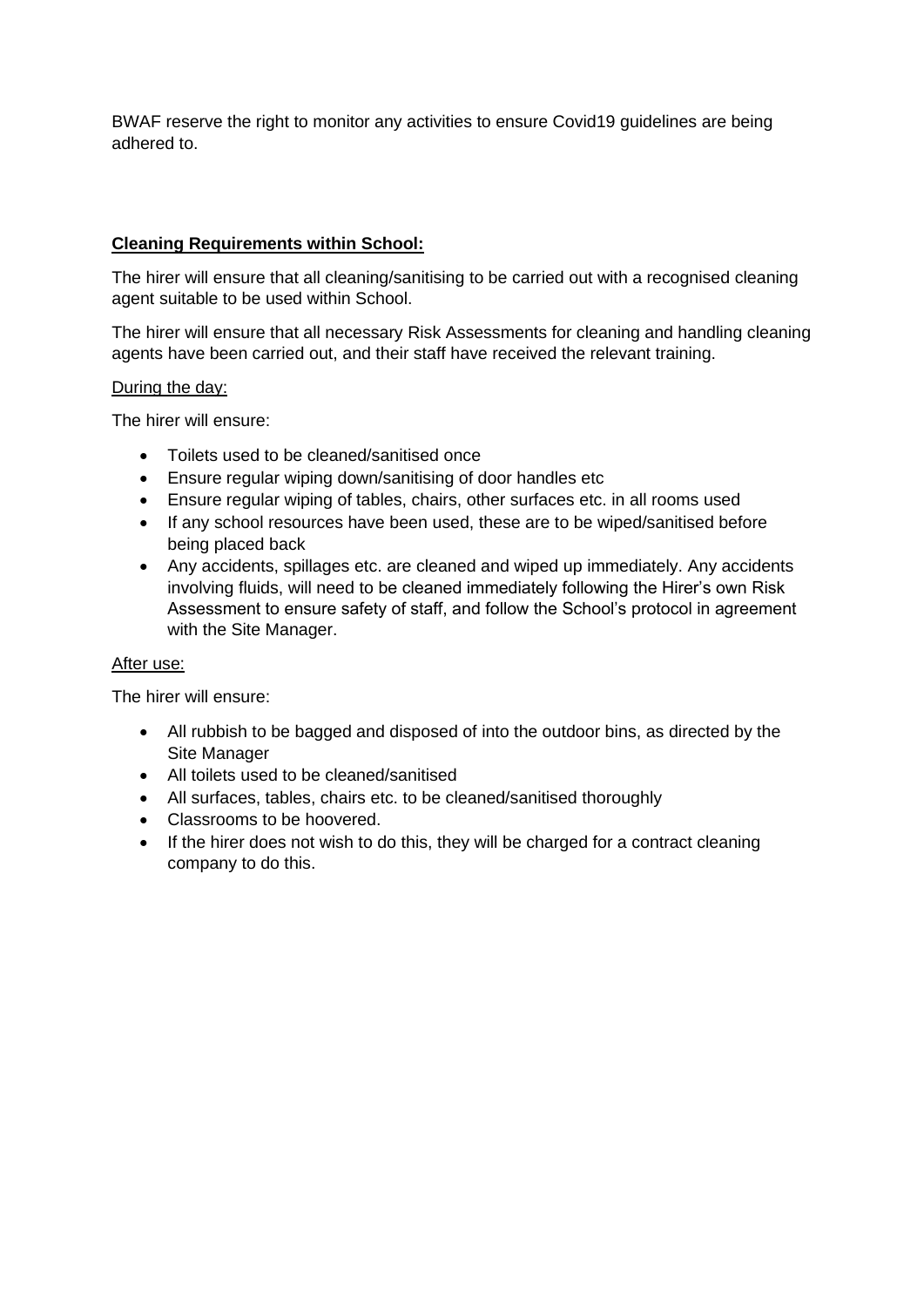BWAF reserve the right to monitor any activities to ensure Covid19 guidelines are being adhered to.

**Cleaning Requirements within School:**

The hirer will ensure that all cleaning/sanitising to be carried out with a recognised cleaning agent suitable to be used within School.

The hirer will ensure that all necessary Risk Assessments for cleaning and handling cleaning agents have been carried out, and their staff have received the relevant training.

During the day:

The hirer will ensure:

- Toilets used to be cleaned/sanitised once
- Ensure regular wiping down/sanitising of door handles etc
- Ensure regular wiping of tables, chairs, other surfaces etc. in all rooms used
- If any school resources have been used, these are to be wiped/sanitised before being placed back
- Any accidents, spillages etc. are cleaned and wiped up immediately. Any accidents involving fluids, will need to be cleaned immediately following the Hirer's own Risk Assessment to ensure safety of staff, and follow the School's protocol in agreement with the Site Manager.

After use:

The hirer will ensure:

- All rubbish to be bagged and disposed of into the outdoor bins, as directed by the Site Manager
- All toilets used to be cleaned/sanitised
- All surfaces, tables, chairs etc. to be cleaned/sanitised thoroughly
- Classrooms to be hoovered.
- If the hirer does not wish to do this, they will be charged for a contract cleaning company to do this.